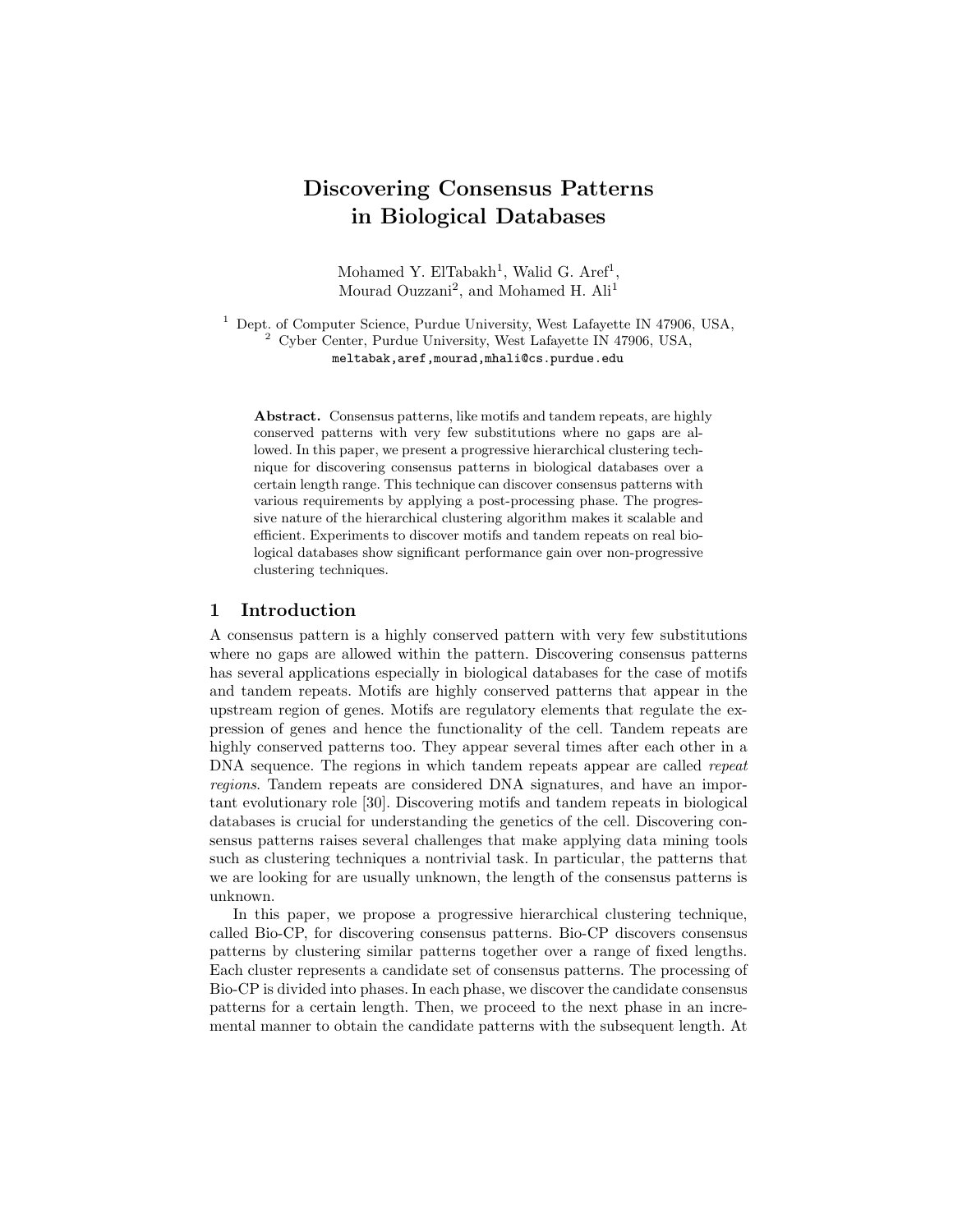# Discovering Consensus Patterns in Biological Databases

Mohamed Y. ElTabakh[1], Walid G. Aref[1], Mourad Ouzzani[2], and Mohamed H. Ali[1]

[1] Dept. of Computer Science, Purdue University, West Lafayette IN 47906, USA,
[2] Cyber Center, Purdue University, West Lafayette IN 47906, USA,
`meltabak,aref,mourad,mhali@cs.purdue.edu`

**Abstract.** Consensus patterns, like motifs and tandem repeats, are highly conserved patterns with very few substitutions where no gaps are allowed. In this paper, we present a progressive hierarchical clustering technique for discovering consensus patterns in biological databases over a certain length range. This technique can discover consensus patterns with various requirements by applying a post-processing phase. The progressive nature of the hierarchical clustering algorithm makes it scalable and efficient. Experiments to discover motifs and tandem repeats on real biological databases show significant performance gain over non-progressive clustering techniques.

## 1 Introduction

A consensus pattern is a highly conserved pattern with very few substitutions where no gaps are allowed within the pattern. Discovering consensus patterns has several applications especially in biological databases for the case of motifs and tandem repeats. Motifs are highly conserved patterns that appear in the upstream region of genes. Motifs are regulatory elements that regulate the expression of genes and hence the functionality of the cell. Tandem repeats are highly conserved patterns too. They appear several times after each other in a DNA sequence. The regions in which tandem repeats appear are called *repeat regions*. Tandem repeats are considered DNA signatures, and have an important evolutionary role [30]. Discovering motifs and tandem repeats in biological databases is crucial for understanding the genetics of the cell. Discovering consensus patterns raises several challenges that make applying data mining tools such as clustering techniques a nontrivial task. In particular, the patterns that we are looking for are usually unknown, the length of the consensus patterns is unknown.

In this paper, we propose a progressive hierarchical clustering technique, called Bio-CP, for discovering consensus patterns. Bio-CP discovers consensus patterns by clustering similar patterns together over a range of fixed lengths. Each cluster represents a candidate set of consensus patterns. The processing of Bio-CP is divided into phases. In each phase, we discover the candidate consensus patterns for a certain length. Then, we proceed to the next phase in an incremental manner to obtain the candidate patterns with the subsequent length. At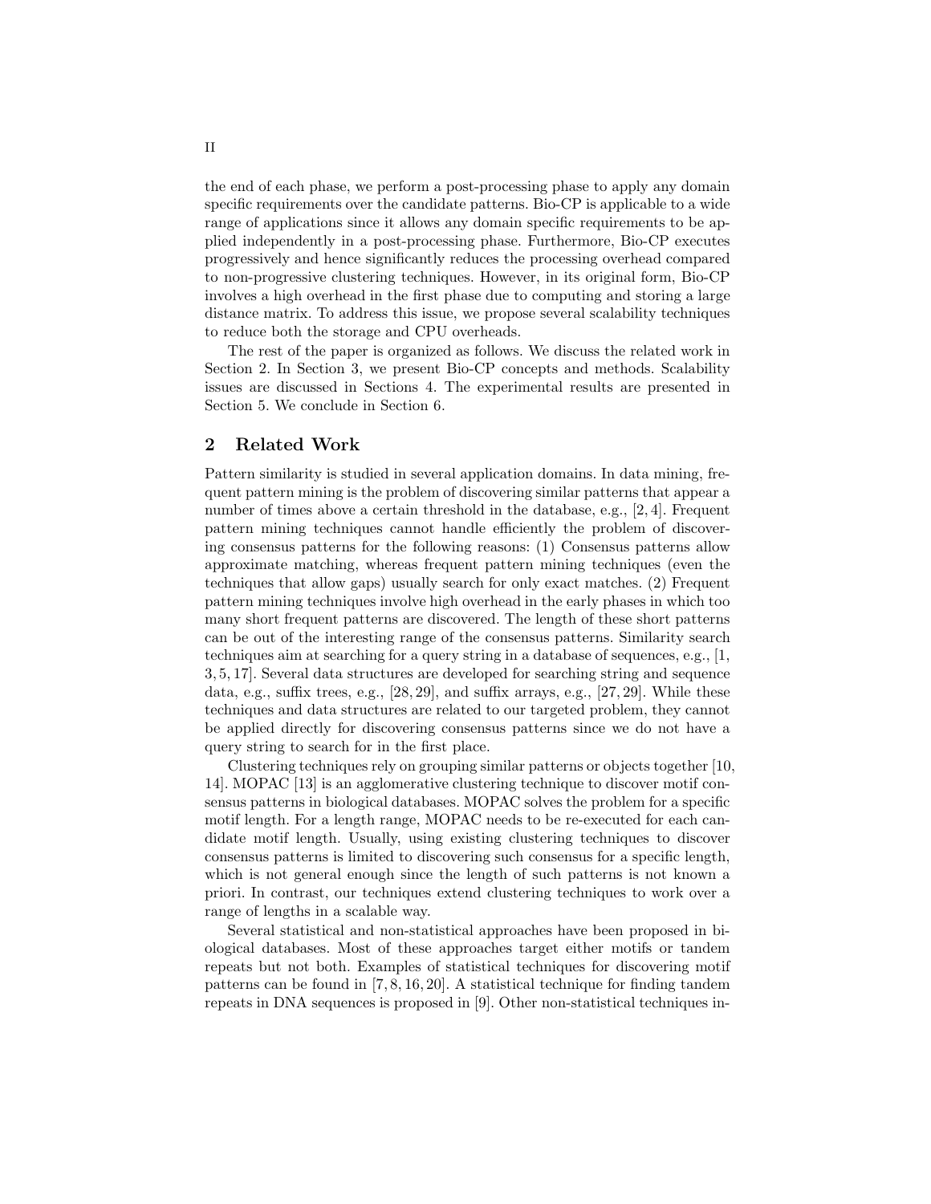the end of each phase, we perform a post-processing phase to apply any domain specific requirements over the candidate patterns. Bio-CP is applicable to a wide range of applications since it allows any domain specific requirements to be applied independently in a post-processing phase. Furthermore, Bio-CP executes progressively and hence significantly reduces the processing overhead compared to non-progressive clustering techniques. However, in its original form, Bio-CP involves a high overhead in the first phase due to computing and storing a large distance matrix. To address this issue, we propose several scalability techniques to reduce both the storage and CPU overheads.

The rest of the paper is organized as follows. We discuss the related work in Section 2. In Section 3, we present Bio-CP concepts and methods. Scalability issues are discussed in Sections 4. The experimental results are presented in Section 5. We conclude in Section 6.

## 2 Related Work

Pattern similarity is studied in several application domains. In data mining, frequent pattern mining is the problem of discovering similar patterns that appear a number of times above a certain threshold in the database, e.g., [2, 4]. Frequent pattern mining techniques cannot handle efficiently the problem of discovering consensus patterns for the following reasons: (1) Consensus patterns allow approximate matching, whereas frequent pattern mining techniques (even the techniques that allow gaps) usually search for only exact matches. (2) Frequent pattern mining techniques involve high overhead in the early phases in which too many short frequent patterns are discovered. The length of these short patterns can be out of the interesting range of the consensus patterns. Similarity search techniques aim at searching for a query string in a database of sequences, e.g., [1, 3, 5, 17]. Several data structures are developed for searching string and sequence data, e.g., suffix trees, e.g., [28, 29], and suffix arrays, e.g., [27, 29]. While these techniques and data structures are related to our targeted problem, they cannot be applied directly for discovering consensus patterns since we do not have a query string to search for in the first place.

Clustering techniques rely on grouping similar patterns or objects together [10, 14]. MOPAC [13] is an agglomerative clustering technique to discover motif consensus patterns in biological databases. MOPAC solves the problem for a specific motif length. For a length range, MOPAC needs to be re-executed for each candidate motif length. Usually, using existing clustering techniques to discover consensus patterns is limited to discovering such consensus for a specific length, which is not general enough since the length of such patterns is not known a priori. In contrast, our techniques extend clustering techniques to work over a range of lengths in a scalable way.

Several statistical and non-statistical approaches have been proposed in biological databases. Most of these approaches target either motifs or tandem repeats but not both. Examples of statistical techniques for discovering motif patterns can be found in [7, 8, 16, 20]. A statistical technique for finding tandem repeats in DNA sequences is proposed in [9]. Other non-statistical techniques in-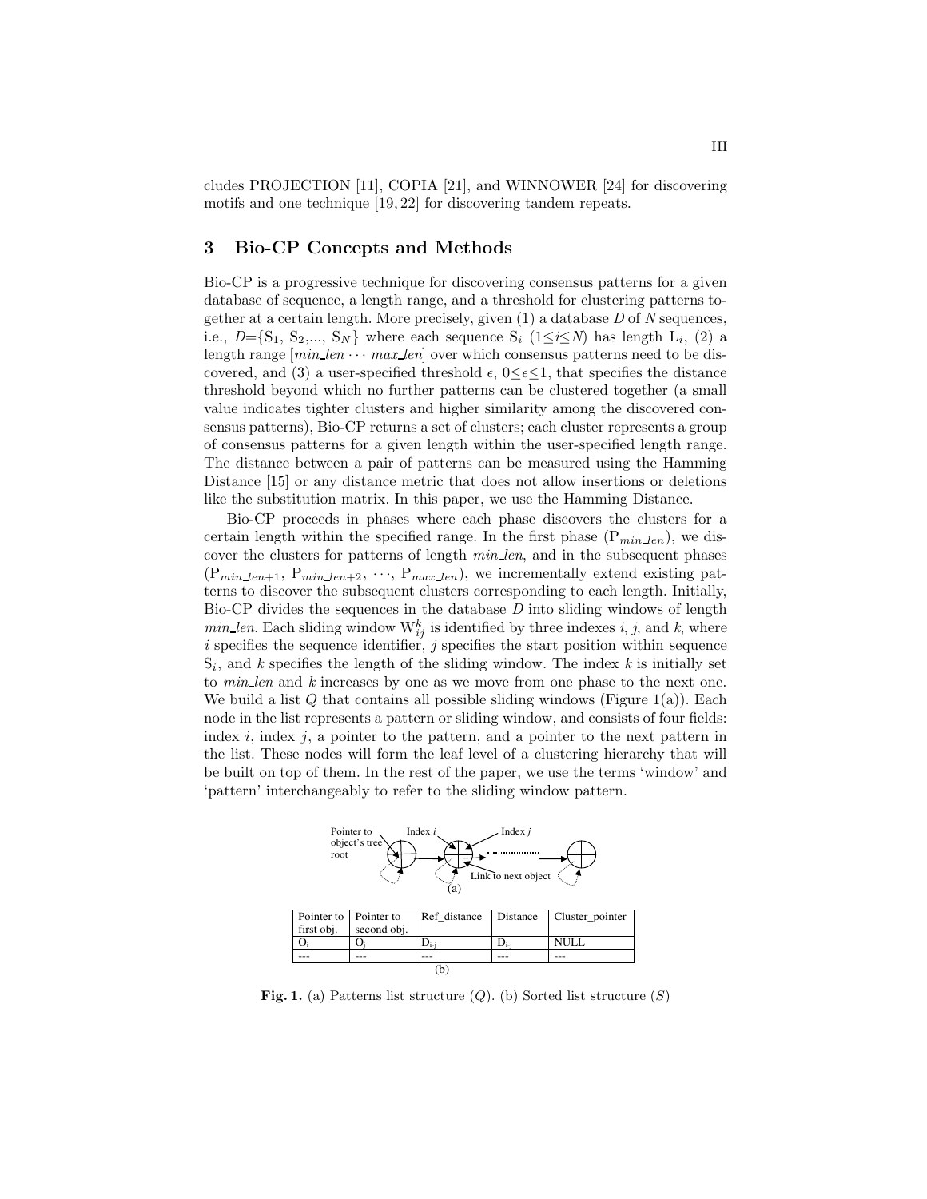cludes PROJECTION [11], COPIA [21], and WINNOWER [24] for discovering motifs and one technique [19, 22] for discovering tandem repeats.

## 3 Bio-CP Concepts and Methods

Bio-CP is a progressive technique for discovering consensus patterns for a given database of sequence, a length range, and a threshold for clustering patterns together at a certain length. More precisely, given (1) a database $D$ of $N$ sequences, i.e., $D$={$S_1$, $S_2$,..., $S_N$} where each sequence $S_i$ ($1 \leq i \leq N$) has length $L_i$, (2) a length range [$min\_len \cdots max\_len$] over which consensus patterns need to be discovered, and (3) a user-specified threshold $\epsilon$, $0 \leq \epsilon \leq 1$, that specifies the distance threshold beyond which no further patterns can be clustered together (a small value indicates tighter clusters and higher similarity among the discovered consensus patterns), Bio-CP returns a set of clusters; each cluster represents a group of consensus patterns for a given length within the user-specified length range. The distance between a pair of patterns can be measured using the Hamming Distance [15] or any distance metric that does not allow insertions or deletions like the substitution matrix. In this paper, we use the Hamming Distance.

Bio-CP proceeds in phases where each phase discovers the clusters for a certain length within the specified range. In the first phase ($P_{min\_len}$), we discover the clusters for patterns of length *min_len*, and in the subsequent phases ($P_{min\_len+1}$, $P_{min\_len+2}$, $\cdots$, $P_{max\_len}$), we incrementally extend existing patterns to discover the subsequent clusters corresponding to each length. Initially, Bio-CP divides the sequences in the database $D$ into sliding windows of length *min_len*. Each sliding window $W^k_{ij}$ is identified by three indexes $i$, $j$, and $k$, where $i$ specifies the sequence identifier, $j$ specifies the start position within sequence $S_i$, and $k$ specifies the length of the sliding window. The index $k$ is initially set to *min_len* and $k$ increases by one as we move from one phase to the next one. We build a list $Q$ that contains all possible sliding windows (Figure 1(a)). Each node in the list represents a pattern or sliding window, and consists of four fields: index $i$, index $j$, a pointer to the pattern, and a pointer to the next pattern in the list. These nodes will form the leaf level of a clustering hierarchy that will be built on top of them. In the rest of the paper, we use the terms 'window' and 'pattern' interchangeably to refer to the sliding window pattern.

(a)

| Pointer to first obj. | Pointer to second obj. | Ref_distance | Distance | Cluster_pointer |
| --- | --- | --- | --- | --- |
| $O_i$ | $O_j$ | $D_{i\text{-}j}$ | $D_{i\text{-}j}$ | NULL |
| --- | --- | --- | --- | --- |

(b)

**Fig. 1.** (a) Patterns list structure ($Q$). (b) Sorted list structure ($S$)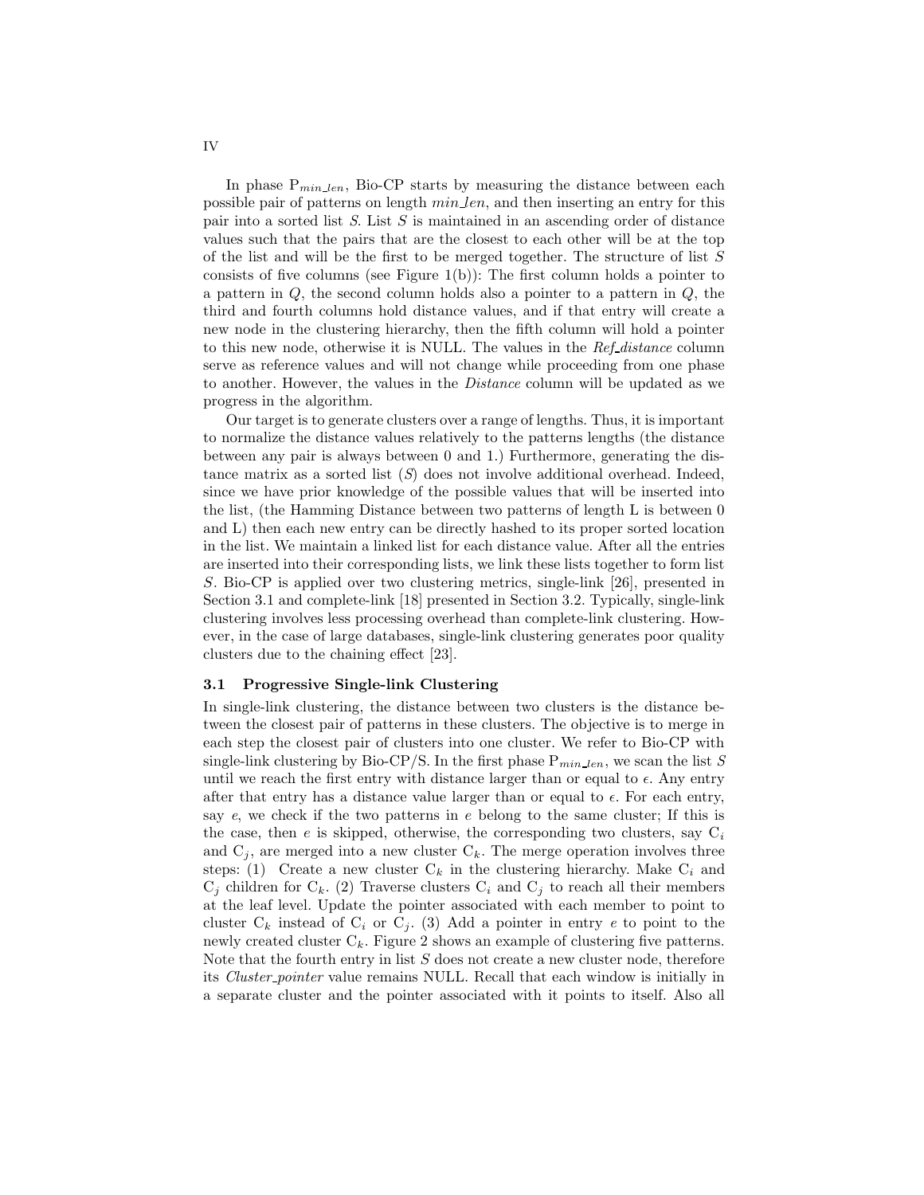In phase $P_{min\_len}$, Bio-CP starts by measuring the distance between each possible pair of patterns on length *min_len*, and then inserting an entry for this pair into a sorted list *S*. List *S* is maintained in an ascending order of distance values such that the pairs that are the closest to each other will be at the top of the list and will be the first to be merged together. The structure of list *S* consists of five columns (see Figure 1(b)): The first column holds a pointer to a pattern in *Q*, the second column holds also a pointer to a pattern in *Q*, the third and fourth columns hold distance values, and if that entry will create a new node in the clustering hierarchy, then the fifth column will hold a pointer to this new node, otherwise it is NULL. The values in the *Ref_distance* column serve as reference values and will not change while proceeding from one phase to another. However, the values in the *Distance* column will be updated as we progress in the algorithm.

Our target is to generate clusters over a range of lengths. Thus, it is important to normalize the distance values relatively to the patterns lengths (the distance between any pair is always between 0 and 1.) Furthermore, generating the distance matrix as a sorted list (*S*) does not involve additional overhead. Indeed, since we have prior knowledge of the possible values that will be inserted into the list, (the Hamming Distance between two patterns of length L is between 0 and L) then each new entry can be directly hashed to its proper sorted location in the list. We maintain a linked list for each distance value. After all the entries are inserted into their corresponding lists, we link these lists together to form list *S*. Bio-CP is applied over two clustering metrics, single-link [26], presented in Section 3.1 and complete-link [18] presented in Section 3.2. Typically, single-link clustering involves less processing overhead than complete-link clustering. However, in the case of large databases, single-link clustering generates poor quality clusters due to the chaining effect [23].

### 3.1 Progressive Single-link Clustering

In single-link clustering, the distance between two clusters is the distance between the closest pair of patterns in these clusters. The objective is to merge in each step the closest pair of clusters into one cluster. We refer to Bio-CP with single-link clustering by Bio-CP/S. In the first phase $P_{min\_len}$, we scan the list *S* until we reach the first entry with distance larger than or equal to $\epsilon$. Any entry after that entry has a distance value larger than or equal to $\epsilon$. For each entry, say *e*, we check if the two patterns in *e* belong to the same cluster; If this is the case, then *e* is skipped, otherwise, the corresponding two clusters, say $C_i$ and $C_j$, are merged into a new cluster $C_k$. The merge operation involves three steps: (1) Create a new cluster $C_k$ in the clustering hierarchy. Make $C_i$ and $C_j$ children for $C_k$. (2) Traverse clusters $C_i$ and $C_j$ to reach all their members at the leaf level. Update the pointer associated with each member to point to cluster $C_k$ instead of $C_i$ or $C_j$. (3) Add a pointer in entry *e* to point to the newly created cluster $C_k$. Figure 2 shows an example of clustering five patterns. Note that the fourth entry in list *S* does not create a new cluster node, therefore its *Cluster_pointer* value remains NULL. Recall that each window is initially in a separate cluster and the pointer associated with it points to itself. Also all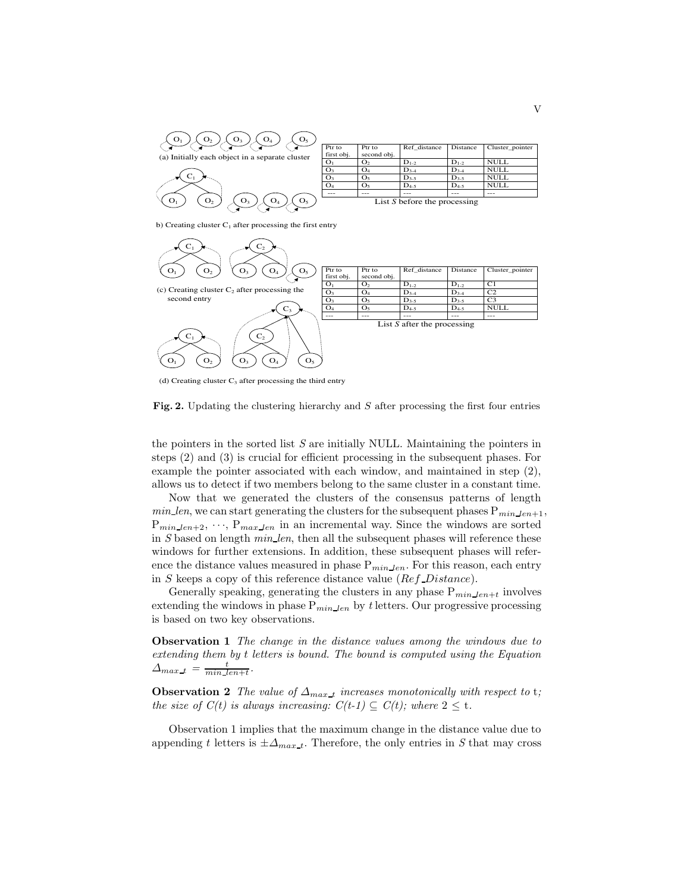| Ptr to first obj. | Ptr to second obj. | Ref_distance | Distance | Cluster_pointer |
| --- | --- | --- | --- | --- |
| $O_1$ | $O_2$ | $D_{1\text{-}2}$ | $D_{1\text{-}2}$ | NULL |
| $O_3$ | $O_4$ | $D_{3\text{-}4}$ | $D_{3\text{-}4}$ | NULL |
| $O_3$ | $O_5$ | $D_{3\text{-}5}$ | $D_{3\text{-}5}$ | NULL |
| $O_4$ | $O_5$ | $D_{4\text{-}5}$ | $D_{4\text{-}5}$ | NULL |
| --- | --- | --- | --- | --- |

List $S$ before the processing

(a) Initially each object in a separate cluster

b) Creating cluster $C_1$ after processing the first entry

(c) Creating cluster $C_2$ after processing the second entry

| Ptr to first obj. | Ptr to second obj. | Ref_distance | Distance | Cluster_pointer |
| --- | --- | --- | --- | --- |
| $O_1$ | $O_2$ | $D_{1\text{-}2}$ | $D_{1\text{-}2}$ | C1 |
| $O_3$ | $O_4$ | $D_{3\text{-}4}$ | $D_{3\text{-}4}$ | C2 |
| $O_3$ | $O_5$ | $D_{3\text{-}5}$ | $D_{3\text{-}5}$ | C3 |
| $O_4$ | $O_5$ | $D_{4\text{-}5}$ | $D_{4\text{-}5}$ | NULL |
| --- | --- | --- | --- | --- |

List $S$ after the processing

(d) Creating cluster $C_3$ after processing the third entry

**Fig. 2.** Updating the clustering hierarchy and $S$ after processing the first four entries

the pointers in the sorted list $S$ are initially NULL. Maintaining the pointers in steps (2) and (3) is crucial for efficient processing in the subsequent phases. For example the pointer associated with each window, and maintained in step (2), allows us to detect if two members belong to the same cluster in a constant time.

Now that we generated the clusters of the consensus patterns of length *min_len*, we can start generating the clusters for the subsequent phases $P_{min\_len+1}$, $P_{min\_len+2}$, $\cdots$, $P_{max\_len}$ in an incremental way. Since the windows are sorted in $S$ based on length *min_len*, then all the subsequent phases will reference these windows for further extensions. In addition, these subsequent phases will reference the distance values measured in phase $P_{min\_len}$. For this reason, each entry in $S$ keeps a copy of this reference distance value (*Ref_Distance*).

Generally speaking, generating the clusters in any phase $P_{min\_len+t}$ involves extending the windows in phase $P_{min\_len}$ by $t$ letters. Our progressive processing is based on two key observations.

**Observation 1** *The change in the distance values among the windows due to extending them by t letters is bound. The bound is computed using the Equation* $\Delta_{max\_t} = \frac{t}{min\_len+t}$.

**Observation 2** *The value of* $\Delta_{max\_t}$ *increases monotonically with respect to* t*; the size of C(t) is always increasing: C(t-1)* $\subseteq$ *C(t); where* $2 \leq$ t.

Observation 1 implies that the maximum change in the distance value due to appending $t$ letters is $\pm\Delta_{max\_t}$. Therefore, the only entries in $S$ that may cross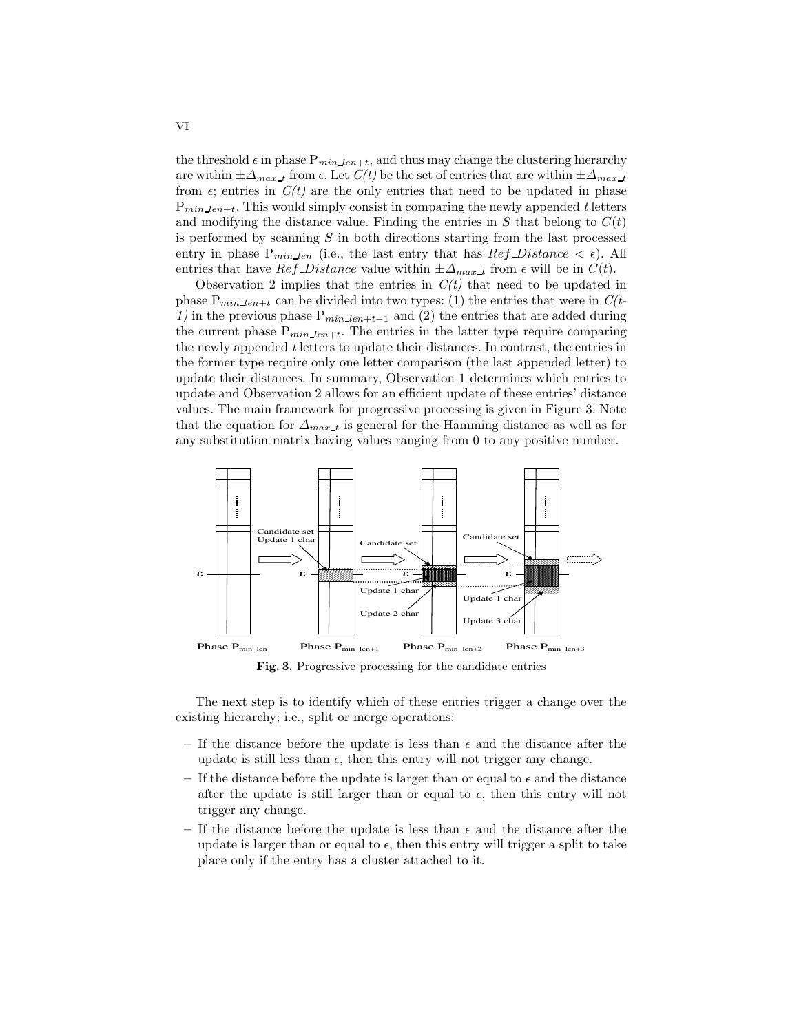the threshold $\epsilon$ in phase $P_{min\_len+t}$, and thus may change the clustering hierarchy are within $\pm\Delta_{max\_t}$ from $\epsilon$. Let *C(t)* be the set of entries that are within $\pm\Delta_{max\_t}$ from $\epsilon$; entries in *C(t)* are the only entries that need to be updated in phase $P_{min\_len+t}$. This would simply consist in comparing the newly appended $t$ letters and modifying the distance value. Finding the entries in $S$ that belong to $C(t)$ is performed by scanning $S$ in both directions starting from the last processed entry in phase $P_{min\_len}$ (i.e., the last entry that has $Ref\_Distance < \epsilon$). All entries that have $Ref\_Distance$ value within $\pm\Delta_{max\_t}$ from $\epsilon$ will be in $C(t)$.

Observation 2 implies that the entries in *C(t)* that need to be updated in phase $P_{min\_len+t}$ can be divided into two types: (1) the entries that were in *C(t-1)* in the previous phase $P_{min\_len+t-1}$ and (2) the entries that are added during the current phase $P_{min\_len+t}$. The entries in the latter type require comparing the newly appended $t$ letters to update their distances. In contrast, the entries in the former type require only one letter comparison (the last appended letter) to update their distances. In summary, Observation 1 determines which entries to update and Observation 2 allows for an efficient update of these entries' distance values. The main framework for progressive processing is given in Figure 3. Note that the equation for $\Delta_{max\_t}$ is general for the Hamming distance as well as for any substitution matrix having values ranging from 0 to any positive number.

**Fig. 3.** Progressive processing for the candidate entries

The next step is to identify which of these entries trigger a change over the existing hierarchy; i.e., split or merge operations:

- If the distance before the update is less than $\epsilon$ and the distance after the update is still less than $\epsilon$, then this entry will not trigger any change.
- If the distance before the update is larger than or equal to $\epsilon$ and the distance after the update is still larger than or equal to $\epsilon$, then this entry will not trigger any change.
- If the distance before the update is less than $\epsilon$ and the distance after the update is larger than or equal to $\epsilon$, then this entry will trigger a split to take place only if the entry has a cluster attached to it.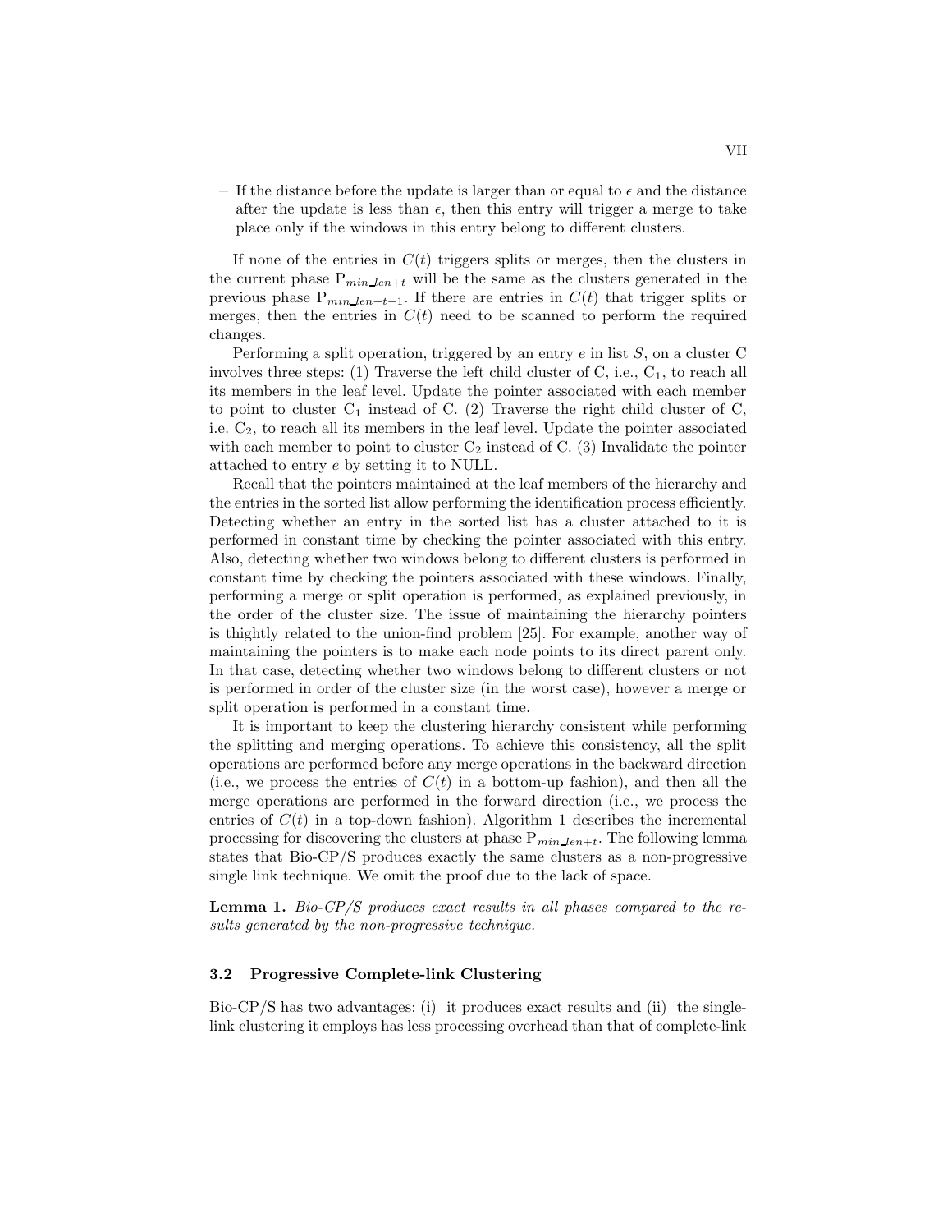– If the distance before the update is larger than or equal to $\epsilon$ and the distance after the update is less than $\epsilon$, then this entry will trigger a merge to take place only if the windows in this entry belong to different clusters.

If none of the entries in $C(t)$ triggers splits or merges, then the clusters in the current phase $P_{min\_len+t}$ will be the same as the clusters generated in the previous phase $P_{min\_len+t-1}$. If there are entries in $C(t)$ that trigger splits or merges, then the entries in $C(t)$ need to be scanned to perform the required changes.

Performing a split operation, triggered by an entry $e$ in list $S$, on a cluster C involves three steps: (1) Traverse the left child cluster of C, i.e., $C_1$, to reach all its members in the leaf level. Update the pointer associated with each member to point to cluster $C_1$ instead of C. (2) Traverse the right child cluster of C, i.e. $C_2$, to reach all its members in the leaf level. Update the pointer associated with each member to point to cluster $C_2$ instead of C. (3) Invalidate the pointer attached to entry $e$ by setting it to NULL.

Recall that the pointers maintained at the leaf members of the hierarchy and the entries in the sorted list allow performing the identification process efficiently. Detecting whether an entry in the sorted list has a cluster attached to it is performed in constant time by checking the pointer associated with this entry. Also, detecting whether two windows belong to different clusters is performed in constant time by checking the pointers associated with these windows. Finally, performing a merge or split operation is performed, as explained previously, in the order of the cluster size. The issue of maintaining the hierarchy pointers is thightly related to the union-find problem [25]. For example, another way of maintaining the pointers is to make each node points to its direct parent only. In that case, detecting whether two windows belong to different clusters or not is performed in order of the cluster size (in the worst case), however a merge or split operation is performed in a constant time.

It is important to keep the clustering hierarchy consistent while performing the splitting and merging operations. To achieve this consistency, all the split operations are performed before any merge operations in the backward direction (i.e., we process the entries of $C(t)$ in a bottom-up fashion), and then all the merge operations are performed in the forward direction (i.e., we process the entries of $C(t)$ in a top-down fashion). Algorithm 1 describes the incremental processing for discovering the clusters at phase $P_{min\_len+t}$. The following lemma states that Bio-CP/S produces exactly the same clusters as a non-progressive single link technique. We omit the proof due to the lack of space.

**Lemma 1.** *Bio-CP/S produces exact results in all phases compared to the results generated by the non-progressive technique.*

### 3.2 Progressive Complete-link Clustering

Bio-CP/S has two advantages: (i) it produces exact results and (ii) the single-link clustering it employs has less processing overhead than that of complete-link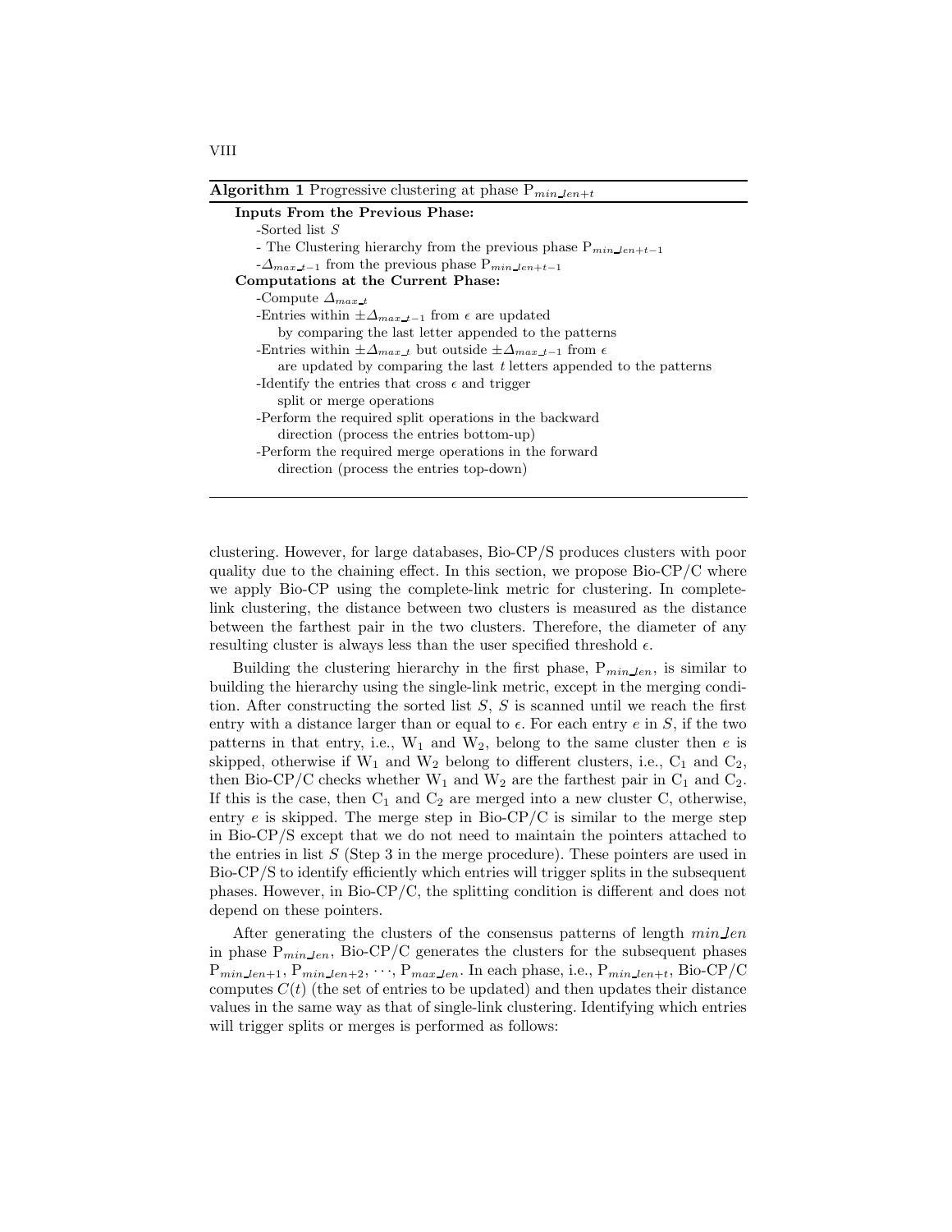**Algorithm 1** Progressive clustering at phase $P_{min\_len+t}$

**Inputs From the Previous Phase:**

-Sorted list $S$

- The Clustering hierarchy from the previous phase $P_{min\_len+t-1}$

-$\Delta_{max\_t-1}$ from the previous phase $P_{min\_len+t-1}$

**Computations at the Current Phase:**

-Compute $\Delta_{max\_t}$

-Entries within $\pm\Delta_{max\_t-1}$ from $\epsilon$ are updated
by comparing the last letter appended to the patterns

-Entries within $\pm\Delta_{max\_t}$ but outside $\pm\Delta_{max\_t-1}$ from $\epsilon$
are updated by comparing the last $t$ letters appended to the patterns

-Identify the entries that cross $\epsilon$ and trigger
split or merge operations

-Perform the required split operations in the backward
direction (process the entries bottom-up)

-Perform the required merge operations in the forward
direction (process the entries top-down)

---

clustering. However, for large databases, Bio-CP/S produces clusters with poor quality due to the chaining effect. In this section, we propose Bio-CP/C where we apply Bio-CP using the complete-link metric for clustering. In complete-link clustering, the distance between two clusters is measured as the distance between the farthest pair in the two clusters. Therefore, the diameter of any resulting cluster is always less than the user specified threshold $\epsilon$.

Building the clustering hierarchy in the first phase, $P_{min\_len}$, is similar to building the hierarchy using the single-link metric, except in the merging condition. After constructing the sorted list $S$, $S$ is scanned until we reach the first entry with a distance larger than or equal to $\epsilon$. For each entry $e$ in $S$, if the two patterns in that entry, i.e., $W_1$ and $W_2$, belong to the same cluster then $e$ is skipped, otherwise if $W_1$ and $W_2$ belong to different clusters, i.e., $C_1$ and $C_2$, then Bio-CP/C checks whether $W_1$ and $W_2$ are the farthest pair in $C_1$ and $C_2$. If this is the case, then $C_1$ and $C_2$ are merged into a new cluster C, otherwise, entry $e$ is skipped. The merge step in Bio-CP/C is similar to the merge step in Bio-CP/S except that we do not need to maintain the pointers attached to the entries in list $S$ (Step 3 in the merge procedure). These pointers are used in Bio-CP/S to identify efficiently which entries will trigger splits in the subsequent phases. However, in Bio-CP/C, the splitting condition is different and does not depend on these pointers.

After generating the clusters of the consensus patterns of length $min\_len$ in phase $P_{min\_len}$, Bio-CP/C generates the clusters for the subsequent phases $P_{min\_len+1}$, $P_{min\_len+2}$, $\cdots$, $P_{max\_len}$. In each phase, i.e., $P_{min\_len+t}$, Bio-CP/C computes $C(t)$ (the set of entries to be updated) and then updates their distance values in the same way as that of single-link clustering. Identifying which entries will trigger splits or merges is performed as follows: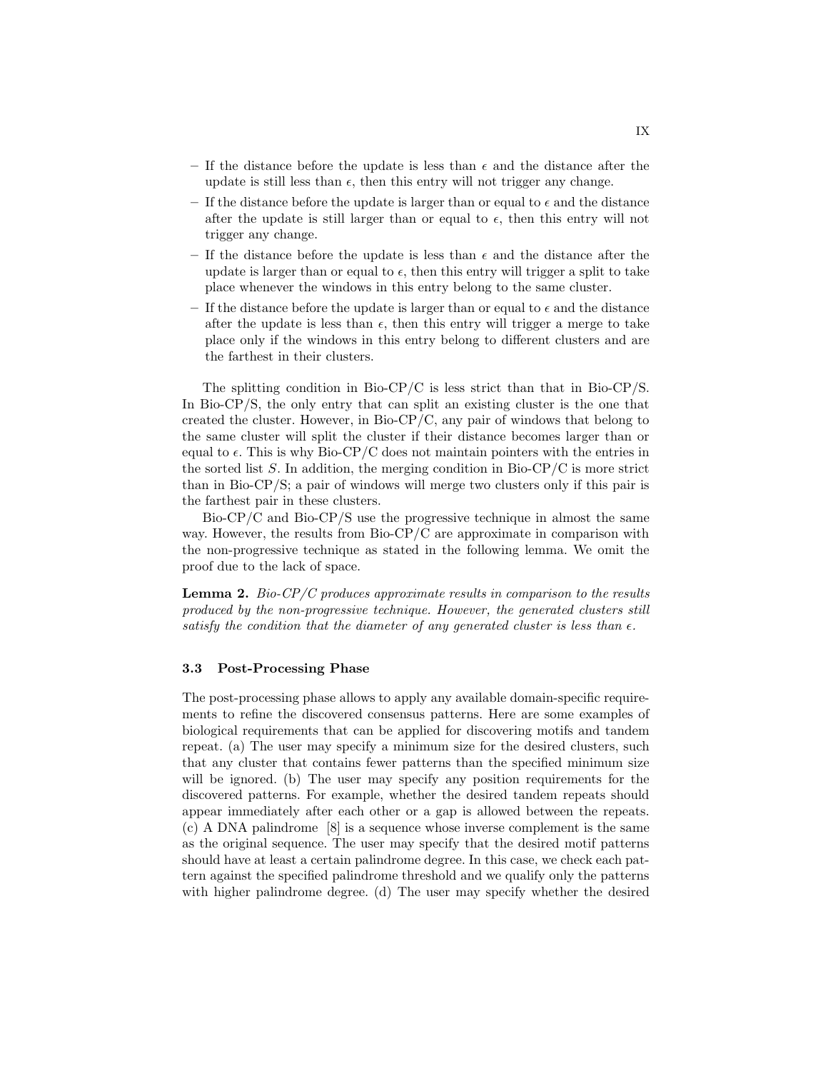- If the distance before the update is less than $\epsilon$ and the distance after the update is still less than $\epsilon$, then this entry will not trigger any change.
- If the distance before the update is larger than or equal to $\epsilon$ and the distance after the update is still larger than or equal to $\epsilon$, then this entry will not trigger any change.
- If the distance before the update is less than $\epsilon$ and the distance after the update is larger than or equal to $\epsilon$, then this entry will trigger a split to take place whenever the windows in this entry belong to the same cluster.
- If the distance before the update is larger than or equal to $\epsilon$ and the distance after the update is less than $\epsilon$, then this entry will trigger a merge to take place only if the windows in this entry belong to different clusters and are the farthest in their clusters.

The splitting condition in Bio-CP/C is less strict than that in Bio-CP/S. In Bio-CP/S, the only entry that can split an existing cluster is the one that created the cluster. However, in Bio-CP/C, any pair of windows that belong to the same cluster will split the cluster if their distance becomes larger than or equal to $\epsilon$. This is why Bio-CP/C does not maintain pointers with the entries in the sorted list $S$. In addition, the merging condition in Bio-CP/C is more strict than in Bio-CP/S; a pair of windows will merge two clusters only if this pair is the farthest pair in these clusters.

Bio-CP/C and Bio-CP/S use the progressive technique in almost the same way. However, the results from Bio-CP/C are approximate in comparison with the non-progressive technique as stated in the following lemma. We omit the proof due to the lack of space.

**Lemma 2.** *Bio-CP/C produces approximate results in comparison to the results produced by the non-progressive technique. However, the generated clusters still satisfy the condition that the diameter of any generated cluster is less than $\epsilon$.*

### 3.3 Post-Processing Phase

The post-processing phase allows to apply any available domain-specific requirements to refine the discovered consensus patterns. Here are some examples of biological requirements that can be applied for discovering motifs and tandem repeat. (a) The user may specify a minimum size for the desired clusters, such that any cluster that contains fewer patterns than the specified minimum size will be ignored. (b) The user may specify any position requirements for the discovered patterns. For example, whether the desired tandem repeats should appear immediately after each other or a gap is allowed between the repeats. (c) A DNA palindrome [8] is a sequence whose inverse complement is the same as the original sequence. The user may specify that the desired motif patterns should have at least a certain palindrome degree. In this case, we check each pattern against the specified palindrome threshold and we qualify only the patterns with higher palindrome degree. (d) The user may specify whether the desired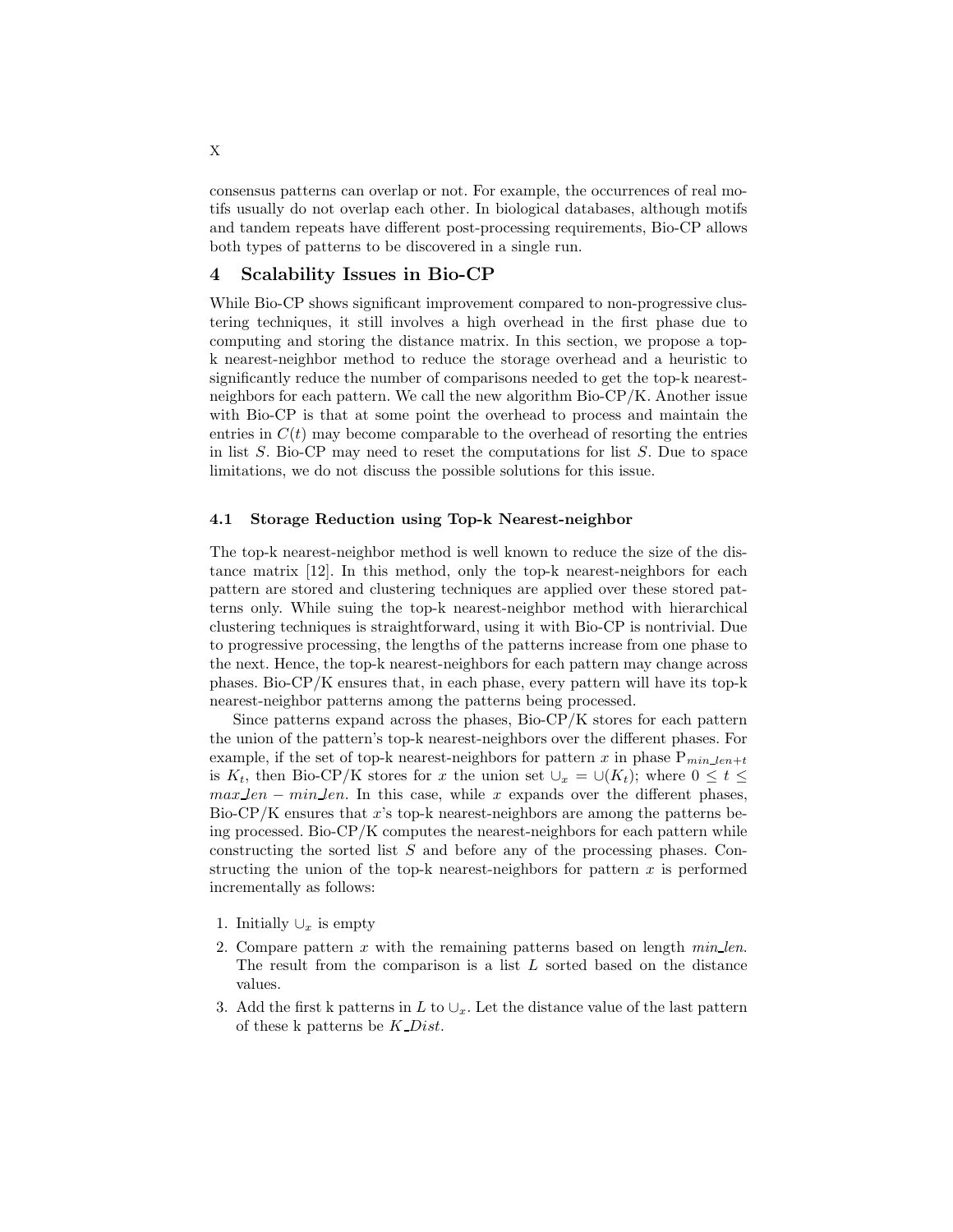consensus patterns can overlap or not. For example, the occurrences of real motifs usually do not overlap each other. In biological databases, although motifs and tandem repeats have different post-processing requirements, Bio-CP allows both types of patterns to be discovered in a single run.

## 4 Scalability Issues in Bio-CP

While Bio-CP shows significant improvement compared to non-progressive clustering techniques, it still involves a high overhead in the first phase due to computing and storing the distance matrix. In this section, we propose a top-k nearest-neighbor method to reduce the storage overhead and a heuristic to significantly reduce the number of comparisons needed to get the top-k nearest-neighbors for each pattern. We call the new algorithm Bio-CP/K. Another issue with Bio-CP is that at some point the overhead to process and maintain the entries in $C(t)$ may become comparable to the overhead of resorting the entries in list $S$. Bio-CP may need to reset the computations for list $S$. Due to space limitations, we do not discuss the possible solutions for this issue.

### 4.1 Storage Reduction using Top-k Nearest-neighbor

The top-k nearest-neighbor method is well known to reduce the size of the distance matrix [12]. In this method, only the top-k nearest-neighbors for each pattern are stored and clustering techniques are applied over these stored patterns only. While suing the top-k nearest-neighbor method with hierarchical clustering techniques is straightforward, using it with Bio-CP is nontrivial. Due to progressive processing, the lengths of the patterns increase from one phase to the next. Hence, the top-k nearest-neighbors for each pattern may change across phases. Bio-CP/K ensures that, in each phase, every pattern will have its top-k nearest-neighbor patterns among the patterns being processed.

Since patterns expand across the phases, Bio-CP/K stores for each pattern the union of the pattern's top-k nearest-neighbors over the different phases. For example, if the set of top-k nearest-neighbors for pattern $x$ in phase $P_{min\_len+t}$ is $K_t$, then Bio-CP/K stores for $x$ the union set $\cup_x = \cup(K_t)$; where $0 \leq t \leq max\_len - min\_len$. In this case, while $x$ expands over the different phases, Bio-CP/K ensures that $x$'s top-k nearest-neighbors are among the patterns being processed. Bio-CP/K computes the nearest-neighbors for each pattern while constructing the sorted list $S$ and before any of the processing phases. Constructing the union of the top-k nearest-neighbors for pattern $x$ is performed incrementally as follows:

1. Initially $\cup_x$ is empty
2. Compare pattern $x$ with the remaining patterns based on length *min_len*. The result from the comparison is a list $L$ sorted based on the distance values.
3. Add the first k patterns in $L$ to $\cup_x$. Let the distance value of the last pattern of these k patterns be $K\_Dist$.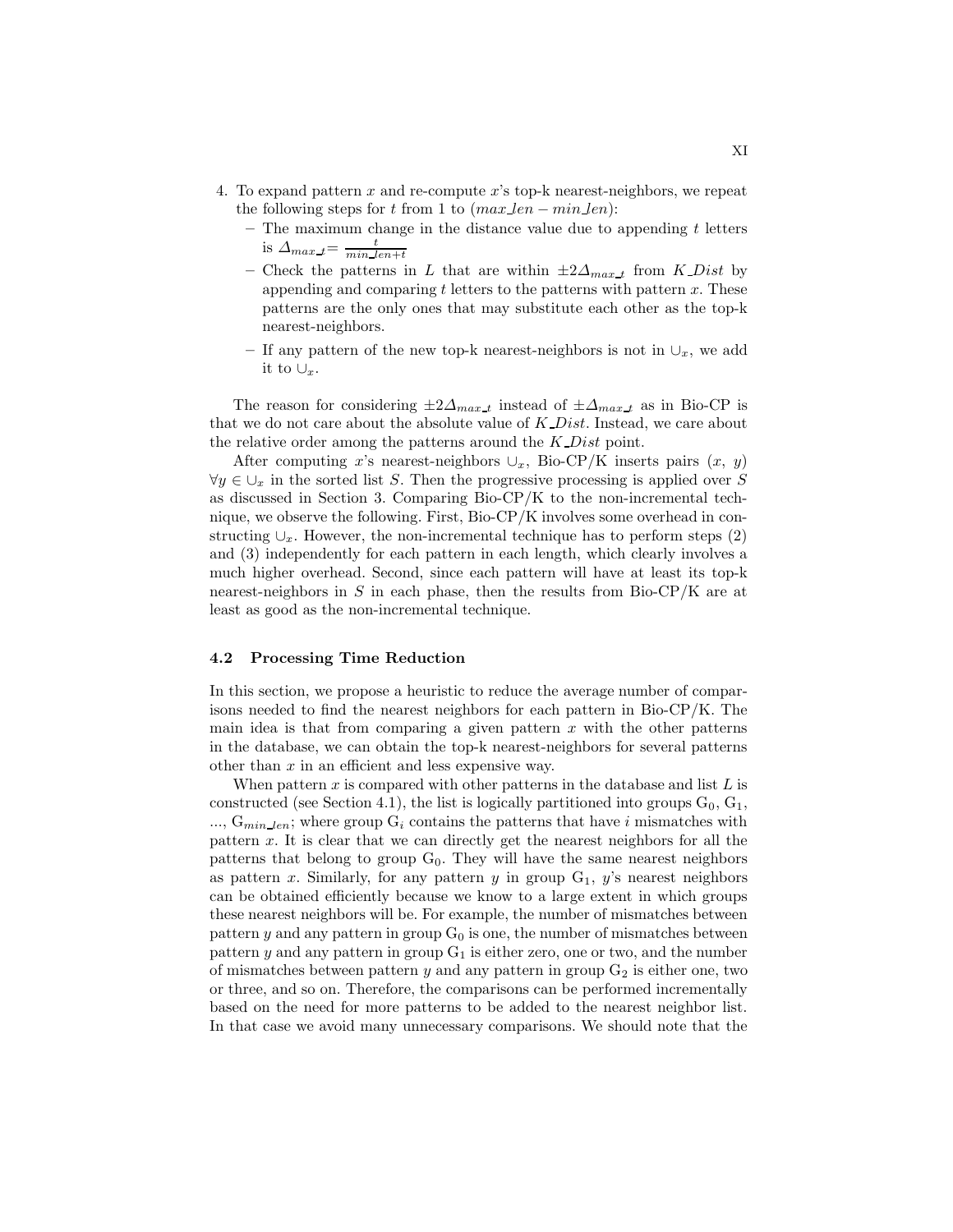4. To expand pattern $x$ and re-compute $x$'s top-k nearest-neighbors, we repeat the following steps for $t$ from 1 to $(max\_len - min\_len)$:
   - The maximum change in the distance value due to appending $t$ letters is $\Delta_{max\_t} = \frac{t}{min\_len+t}$
   - Check the patterns in $L$ that are within $\pm 2\Delta_{max\_t}$ from $K\_Dist$ by appending and comparing $t$ letters to the patterns with pattern $x$. These patterns are the only ones that may substitute each other as the top-k nearest-neighbors.
   - If any pattern of the new top-k nearest-neighbors is not in $\cup_x$, we add it to $\cup_x$.

The reason for considering $\pm 2\Delta_{max\_t}$ instead of $\pm\Delta_{max\_t}$ as in Bio-CP is that we do not care about the absolute value of $K\_Dist$. Instead, we care about the relative order among the patterns around the $K\_Dist$ point.

After computing $x$'s nearest-neighbors $\cup_x$, Bio-CP/K inserts pairs $(x, y)$ $\forall y \in \cup_x$ in the sorted list $S$. Then the progressive processing is applied over $S$ as discussed in Section 3. Comparing Bio-CP/K to the non-incremental technique, we observe the following. First, Bio-CP/K involves some overhead in constructing $\cup_x$. However, the non-incremental technique has to perform steps (2) and (3) independently for each pattern in each length, which clearly involves a much higher overhead. Second, since each pattern will have at least its top-k nearest-neighbors in $S$ in each phase, then the results from Bio-CP/K are at least as good as the non-incremental technique.

### 4.2 Processing Time Reduction

In this section, we propose a heuristic to reduce the average number of comparisons needed to find the nearest neighbors for each pattern in Bio-CP/K. The main idea is that from comparing a given pattern $x$ with the other patterns in the database, we can obtain the top-k nearest-neighbors for several patterns other than $x$ in an efficient and less expensive way.

When pattern $x$ is compared with other patterns in the database and list $L$ is constructed (see Section 4.1), the list is logically partitioned into groups $G_0$, $G_1$, ..., $G_{min\_len}$; where group $G_i$ contains the patterns that have $i$ mismatches with pattern $x$. It is clear that we can directly get the nearest neighbors for all the patterns that belong to group $G_0$. They will have the same nearest neighbors as pattern $x$. Similarly, for any pattern $y$ in group $G_1$, $y$'s nearest neighbors can be obtained efficiently because we know to a large extent in which groups these nearest neighbors will be. For example, the number of mismatches between pattern $y$ and any pattern in group $G_0$ is one, the number of mismatches between pattern $y$ and any pattern in group $G_1$ is either zero, one or two, and the number of mismatches between pattern $y$ and any pattern in group $G_2$ is either one, two or three, and so on. Therefore, the comparisons can be performed incrementally based on the need for more patterns to be added to the nearest neighbor list. In that case we avoid many unnecessary comparisons. We should note that the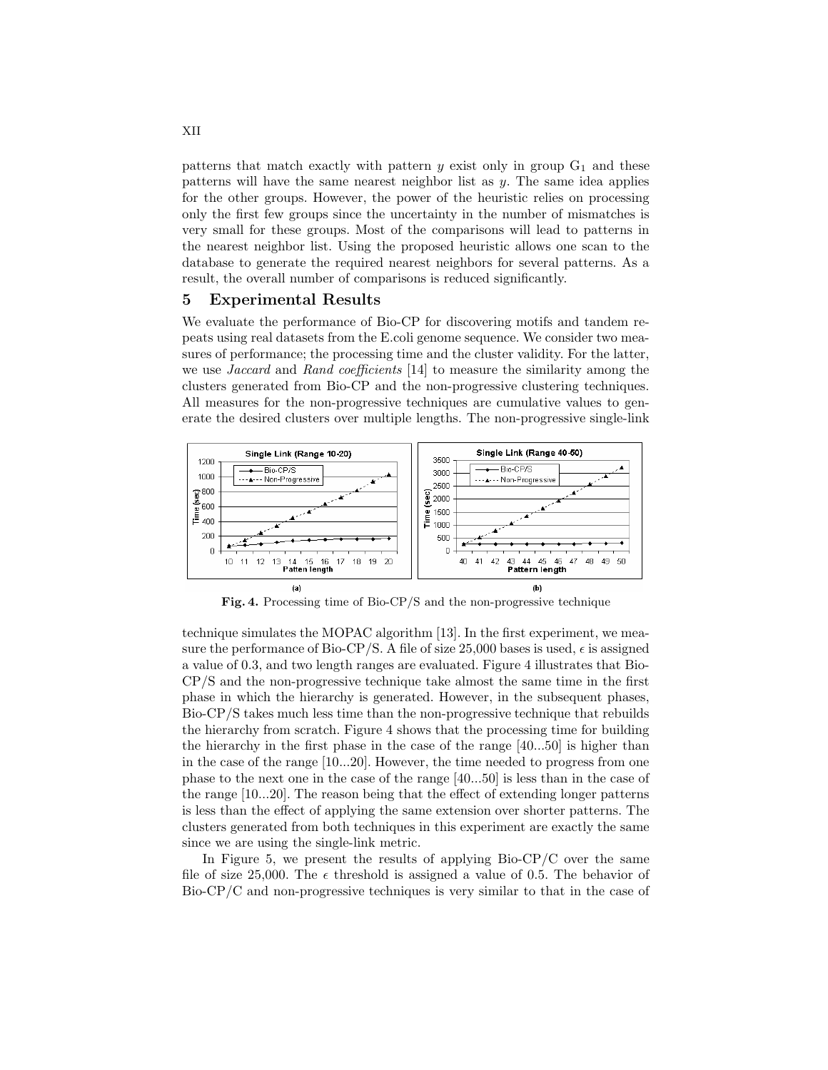patterns that match exactly with pattern $y$ exist only in group $G_1$ and these patterns will have the same nearest neighbor list as $y$. The same idea applies for the other groups. However, the power of the heuristic relies on processing only the first few groups since the uncertainty in the number of mismatches is very small for these groups. Most of the comparisons will lead to patterns in the nearest neighbor list. Using the proposed heuristic allows one scan to the database to generate the required nearest neighbors for several patterns. As a result, the overall number of comparisons is reduced significantly.

## 5 Experimental Results

We evaluate the performance of Bio-CP for discovering motifs and tandem repeats using real datasets from the E.coli genome sequence. We consider two measures of performance; the processing time and the cluster validity. For the latter, we use *Jaccard* and *Rand coefficients* [14] to measure the similarity among the clusters generated from Bio-CP and the non-progressive clustering techniques. All measures for the non-progressive techniques are cumulative values to generate the desired clusters over multiple lengths. The non-progressive single-link technique simulates the MOPAC algorithm [13]. In the first experiment, we measure the performance of Bio-CP/S. A file of size 25,000 bases is used, $\epsilon$ is assigned a value of 0.3, and two length ranges are evaluated. Figure 4 illustrates that Bio-CP/S and the non-progressive technique take almost the same time in the first phase in which the hierarchy is generated. However, in the subsequent phases, Bio-CP/S takes much less time than the non-progressive technique that rebuilds the hierarchy from scratch. Figure 4 shows that the processing time for building the hierarchy in the first phase in the case of the range [40...50] is higher than in the case of the range [10...20]. However, the time needed to progress from one phase to the next one in the case of the range [40...50] is less than in the case of the range [10...20]. The reason being that the effect of extending longer patterns is less than the effect of applying the same extension over shorter patterns. The clusters generated from both techniques in this experiment are exactly the same since we are using the single-link metric.

**Fig. 4.** Processing time of Bio-CP/S and the non-progressive technique

In Figure 5, we present the results of applying Bio-CP/C over the same file of size 25,000. The $\epsilon$ threshold is assigned a value of 0.5. The behavior of Bio-CP/C and non-progressive techniques is very similar to that in the case of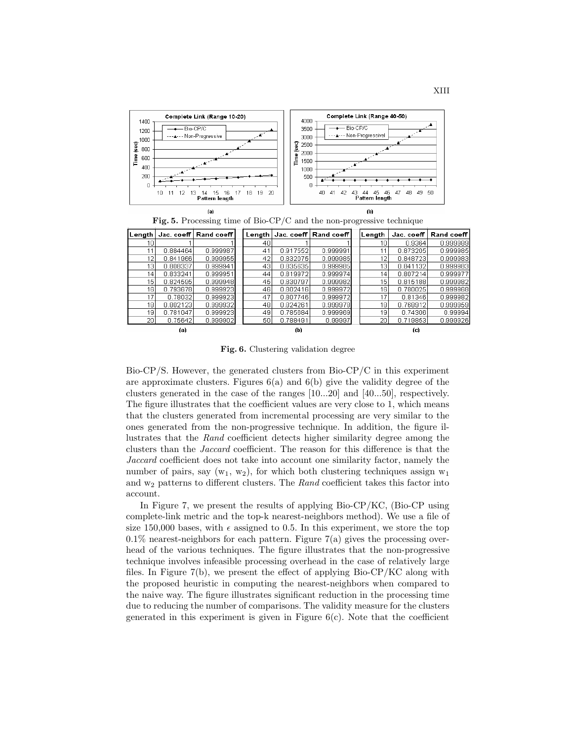**Fig. 5.** Processing time of Bio-CP/C and the non-progressive technique

| Length | Jac. coeff | Rand coeff |
|---|---|---|
| 10 | 1 | 1 |
| 11 | 0.884464 | 0.999987 |
| 12 | 0.841966 | 0.999955 |
| 13 | 0.808337 | 0.999941 |
| 14 | 0.833241 | 0.999951 |
| 15 | 0.824595 | 0.999948 |
| 16 | 0.793678 | 0.999923 |
| 17 | 0.78032 | 0.999923 |
| 18 | 0.802123 | 0.999932 |
| 19 | 0.781047 | 0.999923 |
| 20 | 0.75642 | 0.999902 |

(a)

| Length | Jac. coeff | Rand coeff |
|---|---|---|
| 40 | 1 | 1 |
| 41 | 0.917552 | 0.999991 |
| 42 | 0.832075 | 0.999985 |
| 43 | 0.835635 | 0.999985 |
| 44 | 0.819972 | 0.999974 |
| 45 | 0.830797 | 0.999982 |
| 46 | 0.802416 | 0.999972 |
| 47 | 0.807746 | 0.999972 |
| 48 | 0.824261 | 0.999978 |
| 49 | 0.785684 | 0.999969 |
| 50 | 0.788491 | 0.99997 |

(b)

| Length | Jac. coeff | Rand coeff |
|---|---|---|
| 10 | 0.9364 | 0.999989 |
| 11 | 0.873205 | 0.999985 |
| 12 | 0.848723 | 0.999983 |
| 13 | 0.841132 | 0.999983 |
| 14 | 0.807214 | 0.999977 |
| 15 | 0.815188 | 0.999982 |
| 16 | 0.780025 | 0.999968 |
| 17 | 0.81346 | 0.999982 |
| 18 | 0.768912 | 0.999959 |
| 19 | 0.74306 | 0.99994 |
| 20 | 0.719853 | 0.999926 |

(c)

**Fig. 6.** Clustering validation degree

Bio-CP/S. However, the generated clusters from Bio-CP/C in this experiment are approximate clusters. Figures 6(a) and 6(b) give the validity degree of the clusters generated in the case of the ranges [10...20] and [40...50], respectively. The figure illustrates that the coefficient values are very close to 1, which means that the clusters generated from incremental processing are very similar to the ones generated from the non-progressive technique. In addition, the figure illustrates that the *Rand* coefficient detects higher similarity degree among the clusters than the *Jaccard* coefficient. The reason for this difference is that the *Jaccard* coefficient does not take into account one similarity factor, namely the number of pairs, say ($w_1$, $w_2$), for which both clustering techniques assign $w_1$ and $w_2$ patterns to different clusters. The *Rand* coefficient takes this factor into account.

In Figure 7, we present the results of applying Bio-CP/KC, (Bio-CP using complete-link metric and the top-k nearest-neighbors method). We use a file of size 150,000 bases, with $\epsilon$ assigned to 0.5. In this experiment, we store the top 0.1% nearest-neighbors for each pattern. Figure 7(a) gives the processing overhead of the various techniques. The figure illustrates that the non-progressive technique involves infeasible processing overhead in the case of relatively large files. In Figure 7(b), we present the effect of applying Bio-CP/KC along with the proposed heuristic in computing the nearest-neighbors when compared to the naive way. The figure illustrates significant reduction in the processing time due to reducing the number of comparisons. The validity measure for the clusters generated in this experiment is given in Figure 6(c). Note that the coefficient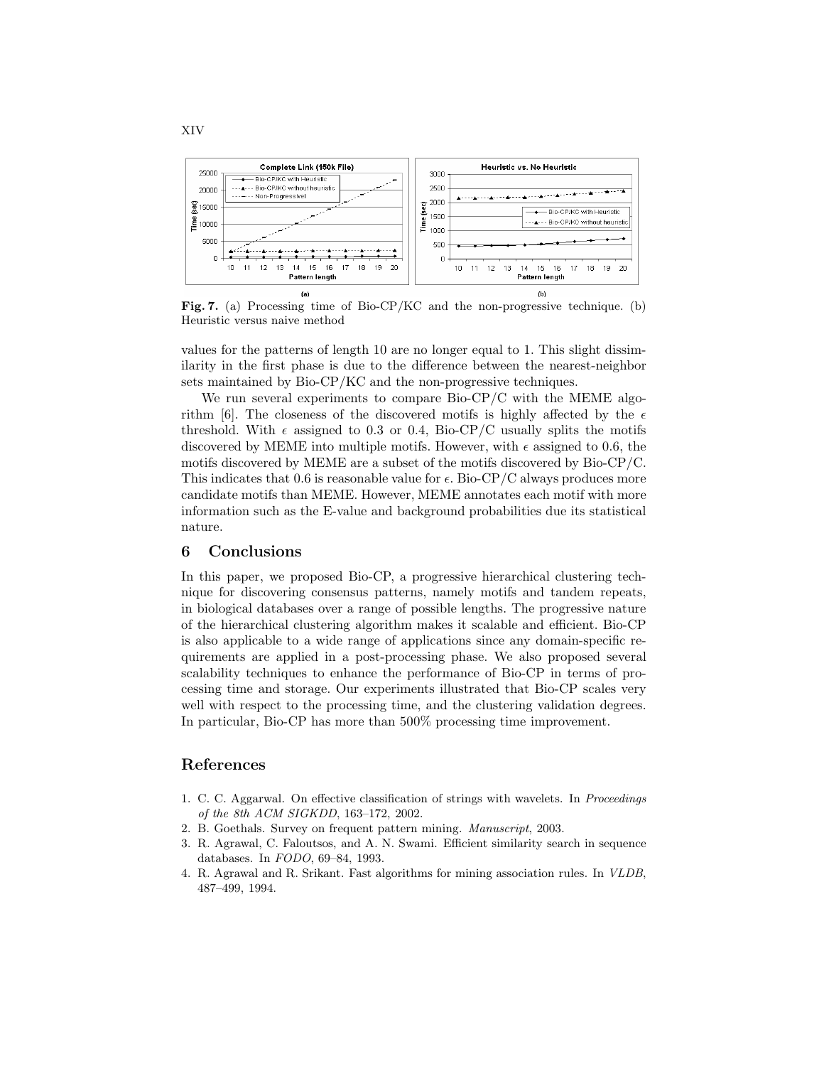**Fig. 7.** (a) Processing time of Bio-CP/KC and the non-progressive technique. (b) Heuristic versus naive method

values for the patterns of length 10 are no longer equal to 1. This slight dissimilarity in the first phase is due to the difference between the nearest-neighbor sets maintained by Bio-CP/KC and the non-progressive techniques.

We run several experiments to compare Bio-CP/C with the MEME algorithm [6]. The closeness of the discovered motifs is highly affected by the $\epsilon$ threshold. With $\epsilon$ assigned to 0.3 or 0.4, Bio-CP/C usually splits the motifs discovered by MEME into multiple motifs. However, with $\epsilon$ assigned to 0.6, the motifs discovered by MEME are a subset of the motifs discovered by Bio-CP/C. This indicates that 0.6 is reasonable value for $\epsilon$. Bio-CP/C always produces more candidate motifs than MEME. However, MEME annotates each motif with more information such as the E-value and background probabilities due its statistical nature.

## 6 Conclusions

In this paper, we proposed Bio-CP, a progressive hierarchical clustering technique for discovering consensus patterns, namely motifs and tandem repeats, in biological databases over a range of possible lengths. The progressive nature of the hierarchical clustering algorithm makes it scalable and efficient. Bio-CP is also applicable to a wide range of applications since any domain-specific requirements are applied in a post-processing phase. We also proposed several scalability techniques to enhance the performance of Bio-CP in terms of processing time and storage. Our experiments illustrated that Bio-CP scales very well with respect to the processing time, and the clustering validation degrees. In particular, Bio-CP has more than 500% processing time improvement.

## References

1. C. C. Aggarwal. On effective classification of strings with wavelets. In *Proceedings of the 8th ACM SIGKDD*, 163–172, 2002.
2. B. Goethals. Survey on frequent pattern mining. *Manuscript*, 2003.
3. R. Agrawal, C. Faloutsos, and A. N. Swami. Efficient similarity search in sequence databases. In *FODO*, 69–84, 1993.
4. R. Agrawal and R. Srikant. Fast algorithms for mining association rules. In *VLDB*, 487–499, 1994.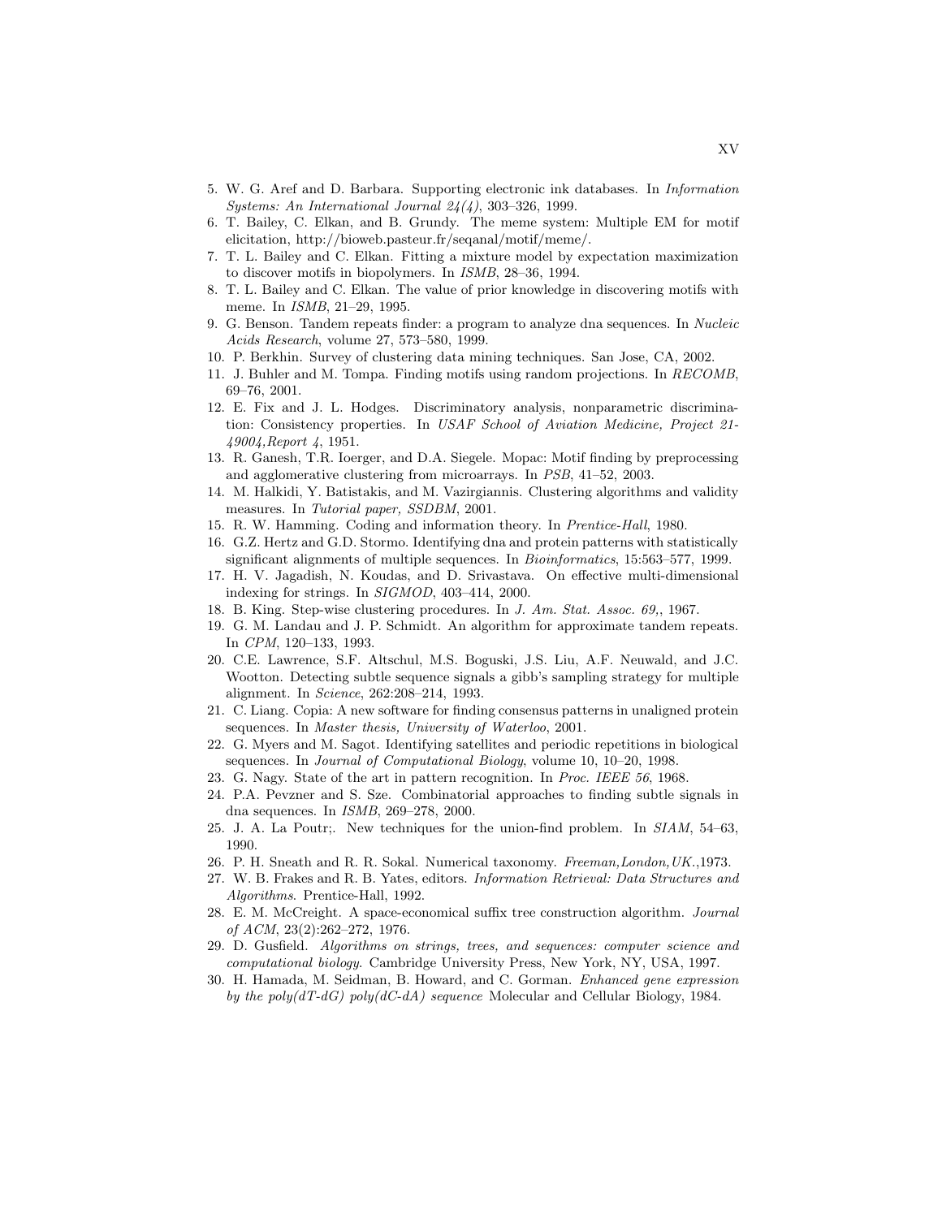5. W. G. Aref and D. Barbara. Supporting electronic ink databases. In *Information Systems: An International Journal 24(4)*, 303–326, 1999.
6. T. Bailey, C. Elkan, and B. Grundy. The meme system: Multiple EM for motif elicitation, http://bioweb.pasteur.fr/seqanal/motif/meme/.
7. T. L. Bailey and C. Elkan. Fitting a mixture model by expectation maximization to discover motifs in biopolymers. In *ISMB*, 28–36, 1994.
8. T. L. Bailey and C. Elkan. The value of prior knowledge in discovering motifs with meme. In *ISMB*, 21–29, 1995.
9. G. Benson. Tandem repeats finder: a program to analyze dna sequences. In *Nucleic Acids Research*, volume 27, 573–580, 1999.
10. P. Berkhin. Survey of clustering data mining techniques. San Jose, CA, 2002.
11. J. Buhler and M. Tompa. Finding motifs using random projections. In *RECOMB*, 69–76, 2001.
12. E. Fix and J. L. Hodges. Discriminatory analysis, nonparametric discrimination: Consistency properties. In *USAF School of Aviation Medicine, Project 21-49004,Report 4*, 1951.
13. R. Ganesh, T.R. Ioerger, and D.A. Siegele. Mopac: Motif finding by preprocessing and agglomerative clustering from microarrays. In *PSB*, 41–52, 2003.
14. M. Halkidi, Y. Batistakis, and M. Vazirgiannis. Clustering algorithms and validity measures. In *Tutorial paper, SSDBM*, 2001.
15. R. W. Hamming. Coding and information theory. In *Prentice-Hall*, 1980.
16. G.Z. Hertz and G.D. Stormo. Identifying dna and protein patterns with statistically significant alignments of multiple sequences. In *Bioinformatics*, 15:563–577, 1999.
17. H. V. Jagadish, N. Koudas, and D. Srivastava. On effective multi-dimensional indexing for strings. In *SIGMOD*, 403–414, 2000.
18. B. King. Step-wise clustering procedures. In *J. Am. Stat. Assoc. 69,*, 1967.
19. G. M. Landau and J. P. Schmidt. An algorithm for approximate tandem repeats. In *CPM*, 120–133, 1993.
20. C.E. Lawrence, S.F. Altschul, M.S. Boguski, J.S. Liu, A.F. Neuwald, and J.C. Wootton. Detecting subtle sequence signals a gibb's sampling strategy for multiple alignment. In *Science*, 262:208–214, 1993.
21. C. Liang. Copia: A new software for finding consensus patterns in unaligned protein sequences. In *Master thesis, University of Waterloo*, 2001.
22. G. Myers and M. Sagot. Identifying satellites and periodic repetitions in biological sequences. In *Journal of Computational Biology*, volume 10, 10–20, 1998.
23. G. Nagy. State of the art in pattern recognition. In *Proc. IEEE 56*, 1968.
24. P.A. Pevzner and S. Sze. Combinatorial approaches to finding subtle signals in dna sequences. In *ISMB*, 269–278, 2000.
25. J. A. La Poutr;. New techniques for the union-find problem. In *SIAM*, 54–63, 1990.
26. P. H. Sneath and R. R. Sokal. Numerical taxonomy. *Freeman,London,UK.*,1973.
27. W. B. Frakes and R. B. Yates, editors. *Information Retrieval: Data Structures and Algorithms*. Prentice-Hall, 1992.
28. E. M. McCreight. A space-economical suffix tree construction algorithm. *Journal of ACM*, 23(2):262–272, 1976.
29. D. Gusfield. *Algorithms on strings, trees, and sequences: computer science and computational biology*. Cambridge University Press, New York, NY, USA, 1997.
30. H. Hamada, M. Seidman, B. Howard, and C. Gorman. *Enhanced gene expression by the poly(dT-dG) poly(dC-dA) sequence* Molecular and Cellular Biology, 1984.